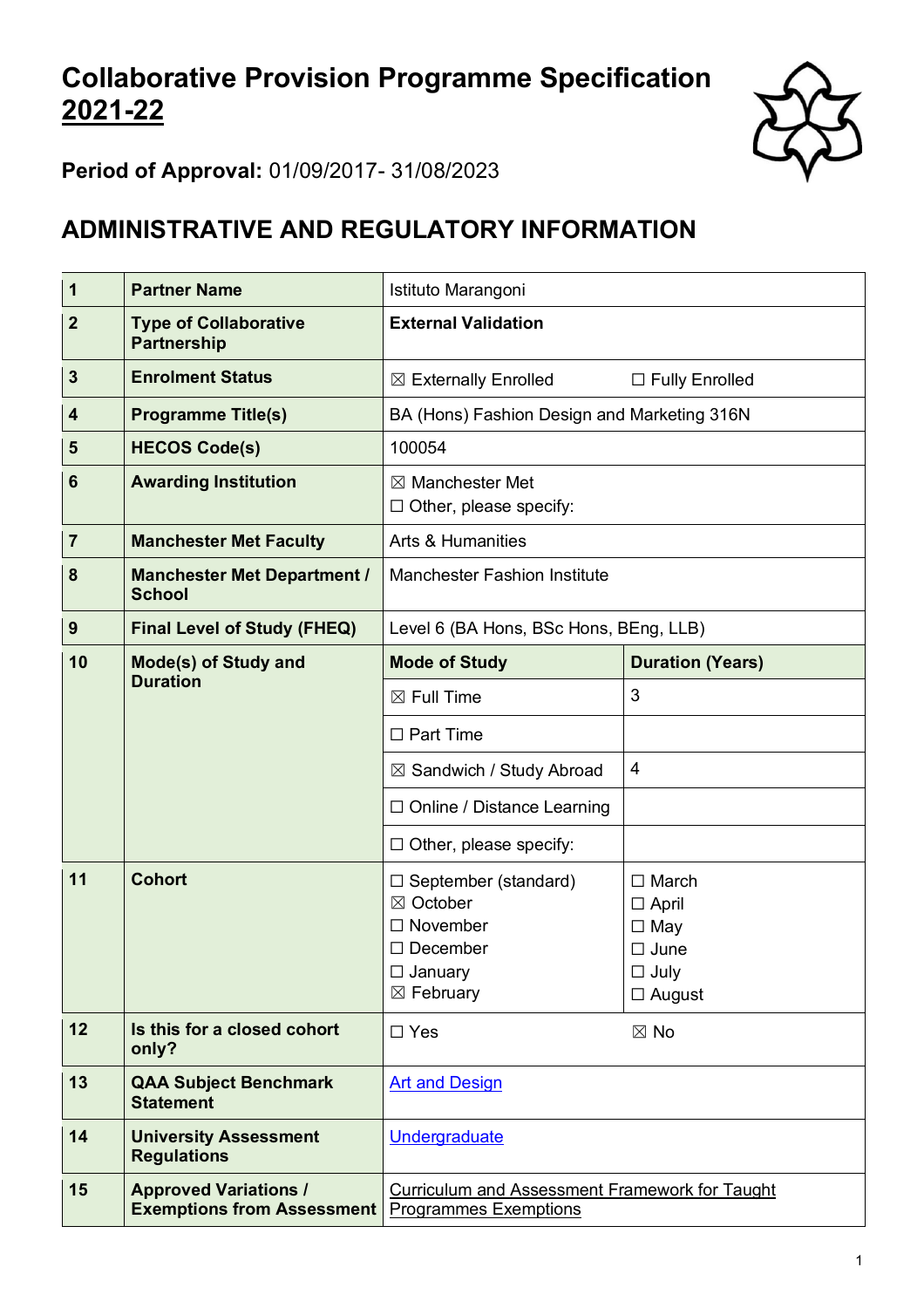# Collaborative Provision Programme Specification 2021-22

**Period of Approval:** 01/09/2017- 31/08/2023

## ADMINISTRATIVE AND REGULATORY INFORMATION

| | | | |
|---|---|---|---|
| 1 | **Partner Name** | Istituto Marangoni | |
| 2 | **Type of Collaborative Partnership** | **External Validation** | |
| 3 | **Enrolment Status** | ☒ Externally Enrolled | ☐ Fully Enrolled |
| 4 | **Programme Title(s)** | BA (Hons) Fashion Design and Marketing 316N | |
| 5 | **HECOS Code(s)** | 100054 | |
| 6 | **Awarding Institution** | ☒ Manchester Met<br>☐ Other, please specify: | |
| 7 | **Manchester Met Faculty** | Arts & Humanities | |
| 8 | **Manchester Met Department / School** | Manchester Fashion Institute | |
| 9 | **Final Level of Study (FHEQ)** | Level 6 (BA Hons, BSc Hons, BEng, LLB) | |
| 10 | **Mode(s) of Study and Duration** | **Mode of Study** | **Duration (Years)** |
| | | ☒ Full Time | 3 |
| | | ☐ Part Time | |
| | | ☒ Sandwich / Study Abroad | 4 |
| | | ☐ Online / Distance Learning | |
| | | ☐ Other, please specify: | |
| 11 | **Cohort** | ☐ September (standard)<br>☒ October<br>☐ November<br>☐ December<br>☐ January<br>☒ February | ☐ March<br>☐ April<br>☐ May<br>☐ June<br>☐ July<br>☐ August |
| 12 | **Is this for a closed cohort only?** | ☐ Yes | ☒ No |
| 13 | **QAA Subject Benchmark Statement** | Art and Design | |
| 14 | **University Assessment Regulations** | Undergraduate | |
| 15 | **Approved Variations / Exemptions from Assessment** | Curriculum and Assessment Framework for Taught Programmes Exemptions | |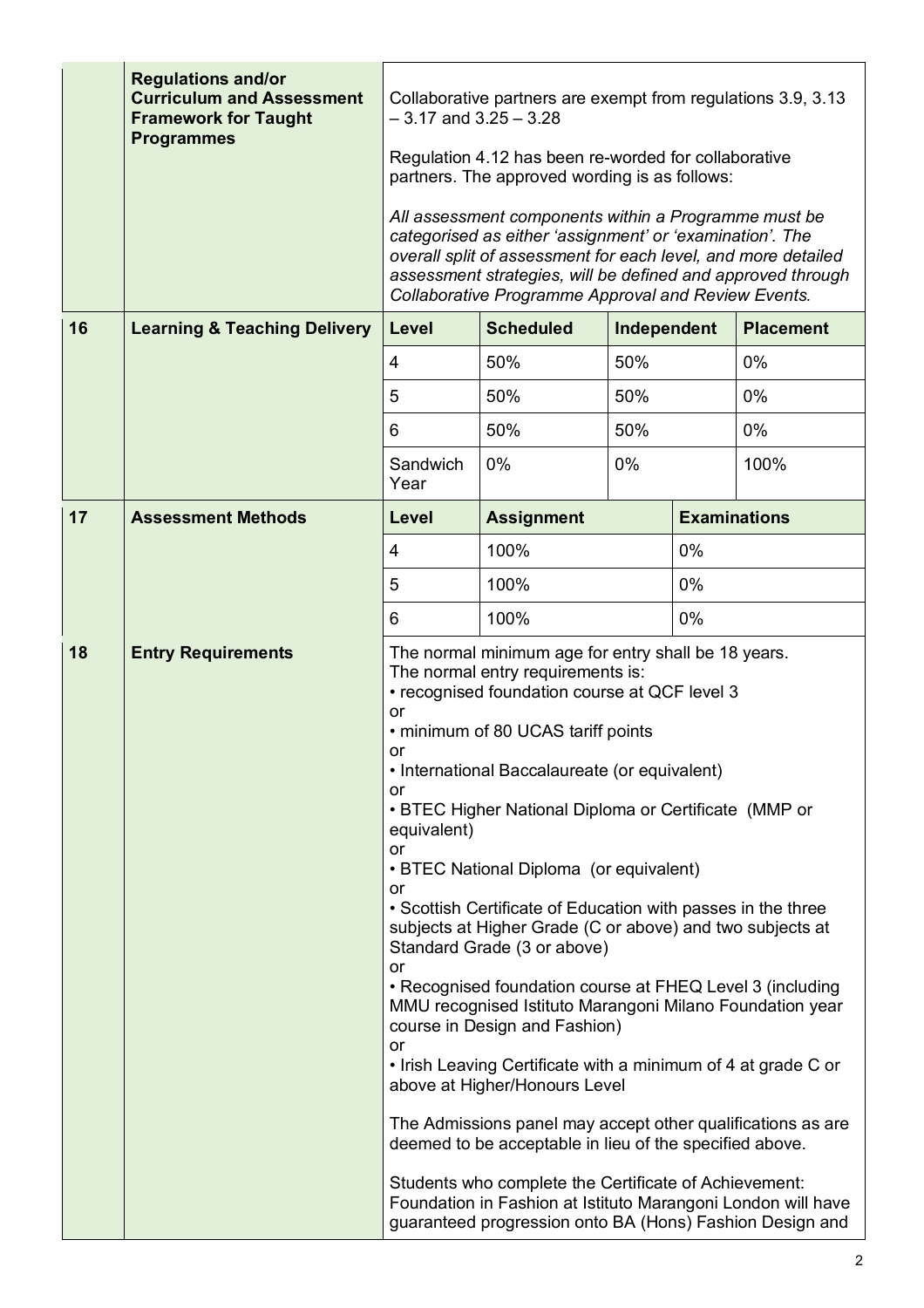| | | | | | |
|---|---|---|---|---|---|
| | **Regulations and/or Curriculum and Assessment Framework for Taught Programmes** | Collaborative partners are exempt from regulations 3.9, 3.13 – 3.17 and 3.25 – 3.28<br><br>Regulation 4.12 has been re-worded for collaborative partners. The approved wording is as follows:<br><br>*All assessment components within a Programme must be categorised as either 'assignment' or 'examination'. The overall split of assessment for each level, and more detailed assessment strategies, will be defined and approved through Collaborative Programme Approval and Review Events.* | | | |

| | | | | | |
|---|---|---|---|---|---|
| **16** | **Learning & Teaching Delivery** | **Level** | **Scheduled** | **Independent** | **Placement** |
| | | 4 | 50% | 50% | 0% |
| | | 5 | 50% | 50% | 0% |
| | | 6 | 50% | 50% | 0% |
| | | Sandwich Year | 0% | 0% | 100% |

| | | | | |
|---|---|---|---|---|
| **17** | **Assessment Methods** | **Level** | **Assignment** | **Examinations** |
| | | 4 | 100% | 0% |
| | | 5 | 100% | 0% |
| | | 6 | 100% | 0% |

| | | |
|---|---|---|
| **18** | **Entry Requirements** | The normal minimum age for entry shall be 18 years.<br>The normal entry requirements is:<br>• recognised foundation course at QCF level 3<br>or<br>• minimum of 80 UCAS tariff points<br>or<br>• International Baccalaureate (or equivalent)<br>or<br>• BTEC Higher National Diploma or Certificate (MMP or equivalent)<br>or<br>• BTEC National Diploma (or equivalent)<br>or<br>• Scottish Certificate of Education with passes in the three subjects at Higher Grade (C or above) and two subjects at Standard Grade (3 or above)<br>or<br>• Recognised foundation course at FHEQ Level 3 (including MMU recognised Istituto Marangoni Milano Foundation year course in Design and Fashion)<br>or<br>• Irish Leaving Certificate with a minimum of 4 at grade C or above at Higher/Honours Level<br><br>The Admissions panel may accept other qualifications as are deemed to be acceptable in lieu of the specified above.<br><br>Students who complete the Certificate of Achievement: Foundation in Fashion at Istituto Marangoni London will have guaranteed progression onto BA (Hons) Fashion Design and |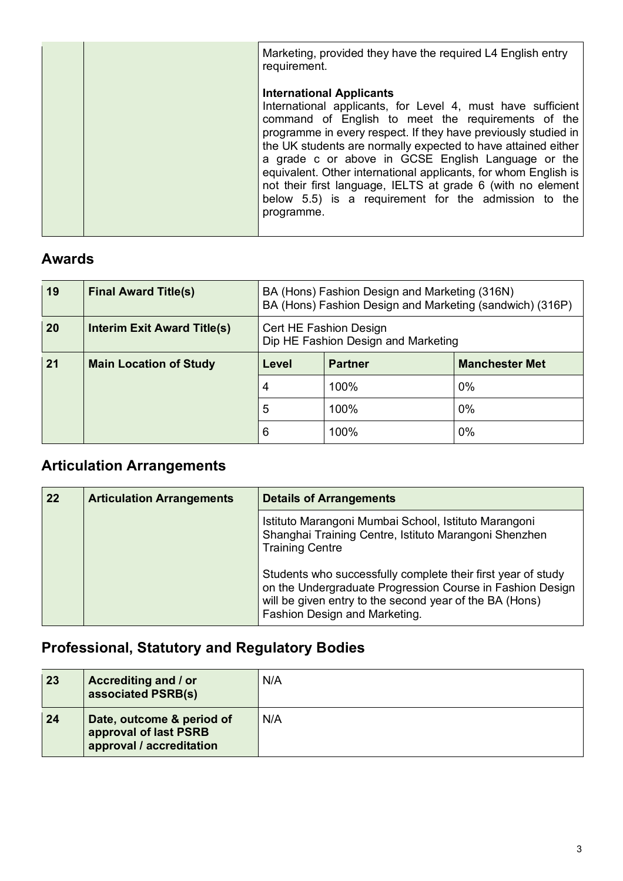| | | Marketing, provided they have the required L4 English entry requirement.<br><br>**International Applicants**<br>International applicants, for Level 4, must have sufficient command of English to meet the requirements of the programme in every respect. If they have previously studied in the UK students are normally expected to have attained either a grade c or above in GCSE English Language or the equivalent. Other international applicants, for whom English is not their first language, IELTS at grade 6 (with no element below 5.5) is a requirement for the admission to the programme. |
|---|---|---|

## Awards

| 19 | **Final Award Title(s)** | BA (Hons) Fashion Design and Marketing (316N)<br>BA (Hons) Fashion Design and Marketing (sandwich) (316P) | |
|---|---|---|---|
| 20 | **Interim Exit Award Title(s)** | Cert HE Fashion Design<br>Dip HE Fashion Design and Marketing | |
| 21 | **Main Location of Study** | **Level** | **Partner** | **Manchester Met** |
| | | 4 | 100% | 0% |
| | | 5 | 100% | 0% |
| | | 6 | 100% | 0% |

## Articulation Arrangements

| 22 | **Articulation Arrangements** | **Details of Arrangements** |
|---|---|---|
| | | Istituto Marangoni Mumbai School, Istituto Marangoni Shanghai Training Centre, Istituto Marangoni Shenzhen Training Centre<br><br>Students who successfully complete their first year of study on the Undergraduate Progression Course in Fashion Design will be given entry to the second year of the BA (Hons) Fashion Design and Marketing. |

## Professional, Statutory and Regulatory Bodies

| 23 | **Accrediting and / or associated PSRB(s)** | N/A |
|---|---|---|
| 24 | **Date, outcome & period of approval of last PSRB approval / accreditation** | N/A |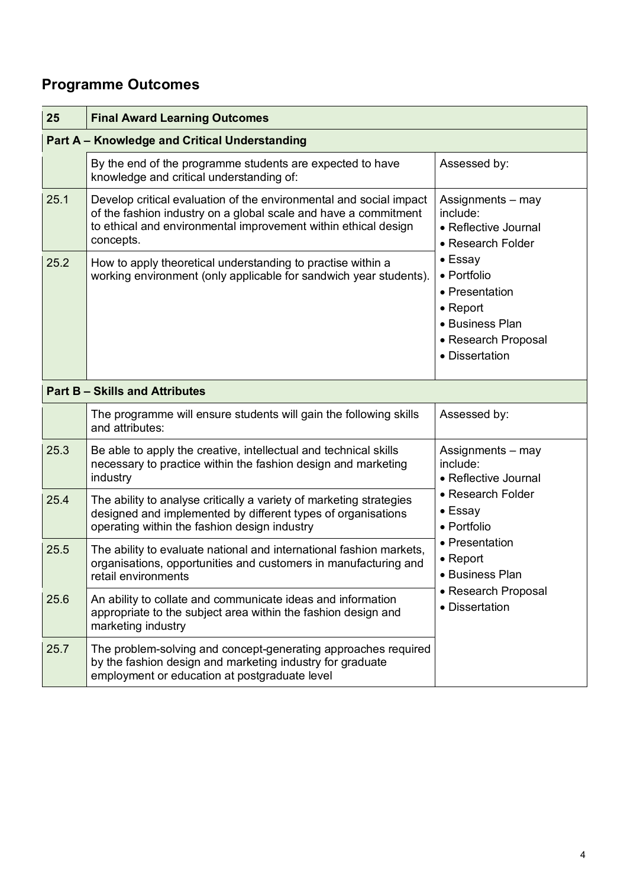## Programme Outcomes

| 25 | Final Award Learning Outcomes | |
|---|---|---|
| **Part A – Knowledge and Critical Understanding** | | |
| | By the end of the programme students are expected to have knowledge and critical understanding of: | Assessed by: |
| 25.1 | Develop critical evaluation of the environmental and social impact of the fashion industry on a global scale and have a commitment to ethical and environmental improvement within ethical design concepts. | Assignments – may include:<br>• Reflective Journal<br>• Research Folder<br>• Essay<br>• Portfolio<br>• Presentation<br>• Report<br>• Business Plan<br>• Research Proposal<br>• Dissertation |
| 25.2 | How to apply theoretical understanding to practise within a working environment (only applicable for sandwich year students). | |
| **Part B – Skills and Attributes** | | |
| | The programme will ensure students will gain the following skills and attributes: | Assessed by: |
| 25.3 | Be able to apply the creative, intellectual and technical skills necessary to practice within the fashion design and marketing industry | Assignments – may include:<br>• Reflective Journal<br>• Research Folder<br>• Essay<br>• Portfolio<br>• Presentation<br>• Report<br>• Business Plan<br>• Research Proposal<br>• Dissertation |
| 25.4 | The ability to analyse critically a variety of marketing strategies designed and implemented by different types of organisations operating within the fashion design industry | |
| 25.5 | The ability to evaluate national and international fashion markets, organisations, opportunities and customers in manufacturing and retail environments | |
| 25.6 | An ability to collate and communicate ideas and information appropriate to the subject area within the fashion design and marketing industry | |
| 25.7 | The problem-solving and concept-generating approaches required by the fashion design and marketing industry for graduate employment or education at postgraduate level | |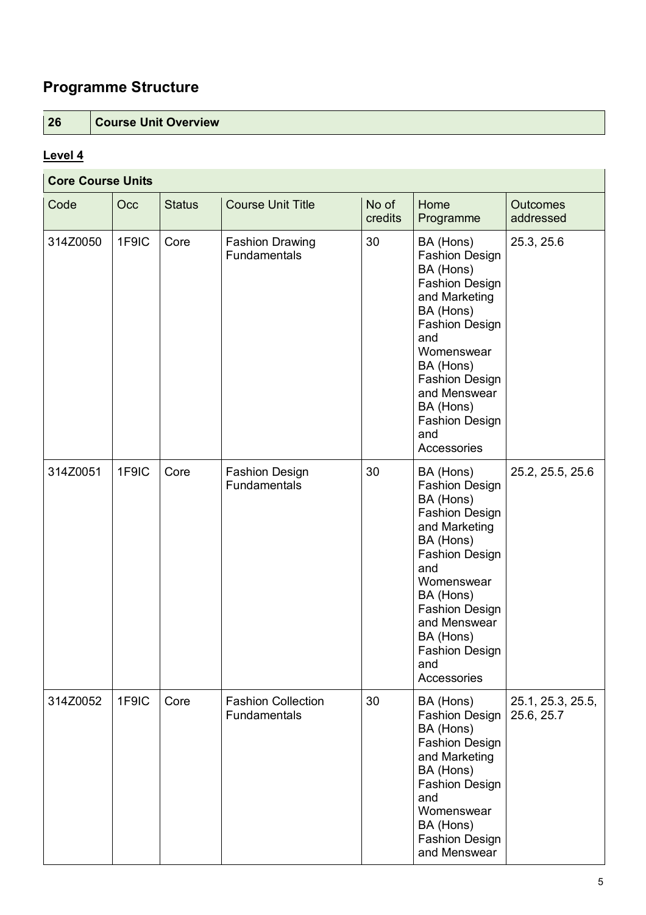## Programme Structure

| 26 | Course Unit Overview |
|---|---|

**Level 4**

| Core Course Units | | | | | | |
|---|---|---|---|---|---|---|
| Code | Occ | Status | Course Unit Title | No of credits | Home Programme | Outcomes addressed |
| 314Z0050 | 1F9IC | Core | Fashion Drawing Fundamentals | 30 | BA (Hons) Fashion Design BA (Hons) Fashion Design and Marketing BA (Hons) Fashion Design and Womenswear BA (Hons) Fashion Design and Menswear BA (Hons) Fashion Design and Accessories | 25.3, 25.6 |
| 314Z0051 | 1F9IC | Core | Fashion Design Fundamentals | 30 | BA (Hons) Fashion Design BA (Hons) Fashion Design and Marketing BA (Hons) Fashion Design and Womenswear BA (Hons) Fashion Design and Menswear BA (Hons) Fashion Design and Accessories | 25.2, 25.5, 25.6 |
| 314Z0052 | 1F9IC | Core | Fashion Collection Fundamentals | 30 | BA (Hons) Fashion Design BA (Hons) Fashion Design and Marketing BA (Hons) Fashion Design and Womenswear BA (Hons) Fashion Design and Menswear | 25.1, 25.3, 25.5, 25.6, 25.7 |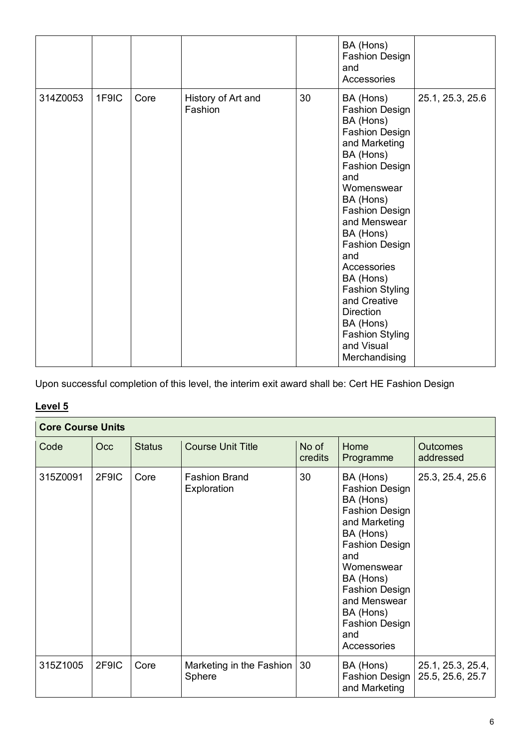| | | | | | BA (Hons) Fashion Design and Accessories | |
|---|---|---|---|---|---|---|
| 314Z0053 | 1F9IC | Core | History of Art and Fashion | 30 | BA (Hons) Fashion Design BA (Hons) Fashion Design and Marketing BA (Hons) Fashion Design and Womenswear BA (Hons) Fashion Design and Menswear BA (Hons) Fashion Design and Accessories BA (Hons) Fashion Styling and Creative Direction BA (Hons) Fashion Styling and Visual Merchandising | 25.1, 25.3, 25.6 |

Upon successful completion of this level, the interim exit award shall be: Cert HE Fashion Design

## Level 5

| Core Course Units | | | | | | |
|---|---|---|---|---|---|---|
| Code | Occ | Status | Course Unit Title | No of credits | Home Programme | Outcomes addressed |
| 315Z0091 | 2F9IC | Core | Fashion Brand Exploration | 30 | BA (Hons) Fashion Design BA (Hons) Fashion Design and Marketing BA (Hons) Fashion Design and Womenswear BA (Hons) Fashion Design and Menswear BA (Hons) Fashion Design and Accessories | 25.3, 25.4, 25.6 |
| 315Z1005 | 2F9IC | Core | Marketing in the Fashion Sphere | 30 | BA (Hons) Fashion Design and Marketing | 25.1, 25.3, 25.4, 25.5, 25.6, 25.7 |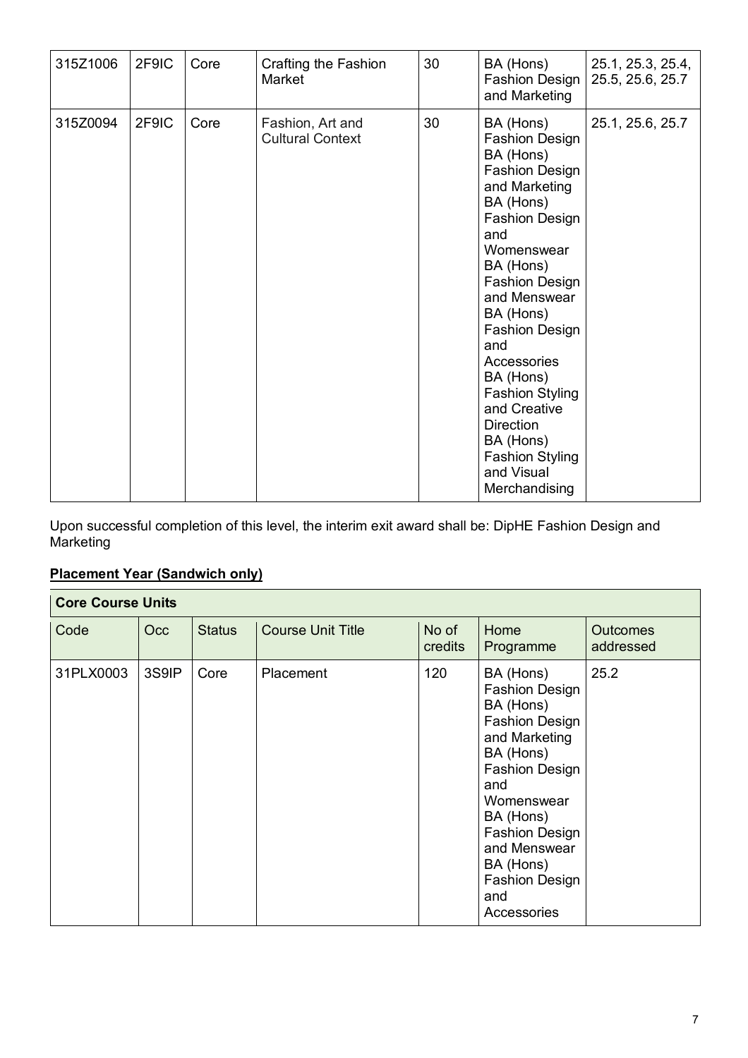| | | | | | | |
|---|---|---|---|---|---|---|
| 315Z1006 | 2F9IC | Core | Crafting the Fashion Market | 30 | BA (Hons) Fashion Design and Marketing | 25.1, 25.3, 25.4, 25.5, 25.6, 25.7 |
| 315Z0094 | 2F9IC | Core | Fashion, Art and Cultural Context | 30 | BA (Hons) Fashion Design BA (Hons) Fashion Design and Marketing BA (Hons) Fashion Design and Womenswear BA (Hons) Fashion Design and Menswear BA (Hons) Fashion Design and Accessories BA (Hons) Fashion Styling and Creative Direction BA (Hons) Fashion Styling and Visual Merchandising | 25.1, 25.6, 25.7 |

Upon successful completion of this level, the interim exit award shall be: DipHE Fashion Design and Marketing

**Placement Year (Sandwich only)**

| Core Course Units | | | | | | |
|---|---|---|---|---|---|---|
| Code | Occ | Status | Course Unit Title | No of credits | Home Programme | Outcomes addressed |
| 31PLX0003 | 3S9IP | Core | Placement | 120 | BA (Hons) Fashion Design BA (Hons) Fashion Design and Marketing BA (Hons) Fashion Design and Womenswear BA (Hons) Fashion Design and Menswear BA (Hons) Fashion Design and Accessories | 25.2 |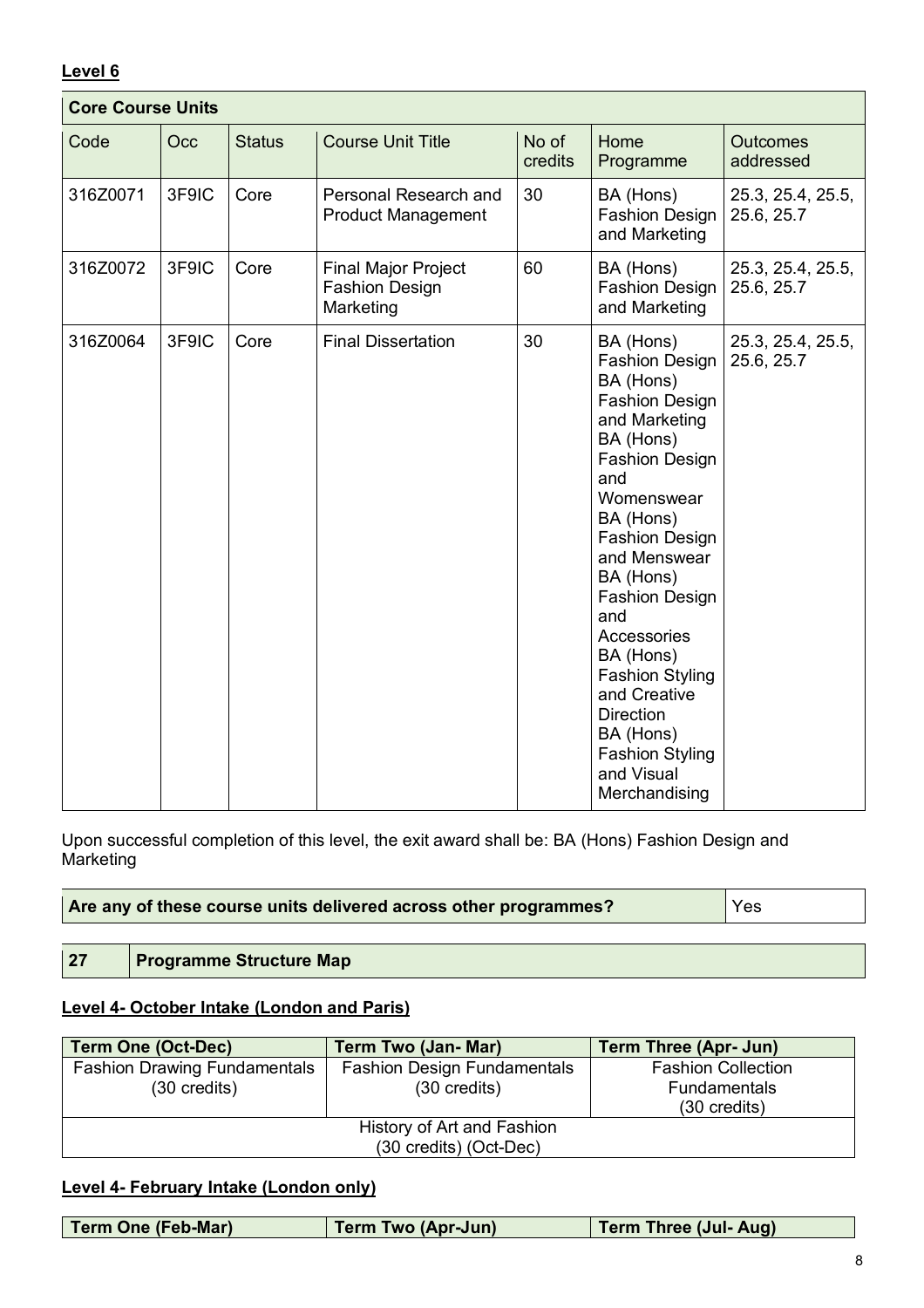**Level 6**

| Core Course Units | | | | | | |
|---|---|---|---|---|---|---|
| Code | Occ | Status | Course Unit Title | No of credits | Home Programme | Outcomes addressed |
| 316Z0071 | 3F9IC | Core | Personal Research and Product Management | 30 | BA (Hons) Fashion Design and Marketing | 25.3, 25.4, 25.5, 25.6, 25.7 |
| 316Z0072 | 3F9IC | Core | Final Major Project Fashion Design Marketing | 60 | BA (Hons) Fashion Design and Marketing | 25.3, 25.4, 25.5, 25.6, 25.7 |
| 316Z0064 | 3F9IC | Core | Final Dissertation | 30 | BA (Hons) Fashion Design BA (Hons) Fashion Design and Marketing BA (Hons) Fashion Design and Womenswear BA (Hons) Fashion Design and Menswear BA (Hons) Fashion Design and Accessories BA (Hons) Fashion Styling and Creative Direction BA (Hons) Fashion Styling and Visual Merchandising | 25.3, 25.4, 25.5, 25.6, 25.7 |

Upon successful completion of this level, the exit award shall be: BA (Hons) Fashion Design and Marketing

| Are any of these course units delivered across other programmes? | Yes |
|---|---|

| 27 | Programme Structure Map |
|---|---|

**Level 4- October Intake (London and Paris)**

| Term One (Oct-Dec) | Term Two (Jan- Mar) | Term Three (Apr- Jun) |
|---|---|---|
| Fashion Drawing Fundamentals (30 credits) | Fashion Design Fundamentals (30 credits) | Fashion Collection Fundamentals (30 credits) |
| History of Art and Fashion (30 credits) (Oct-Dec) | | |

**Level 4- February Intake (London only)**

| Term One (Feb-Mar) | Term Two (Apr-Jun) | Term Three (Jul- Aug) |
|---|---|---|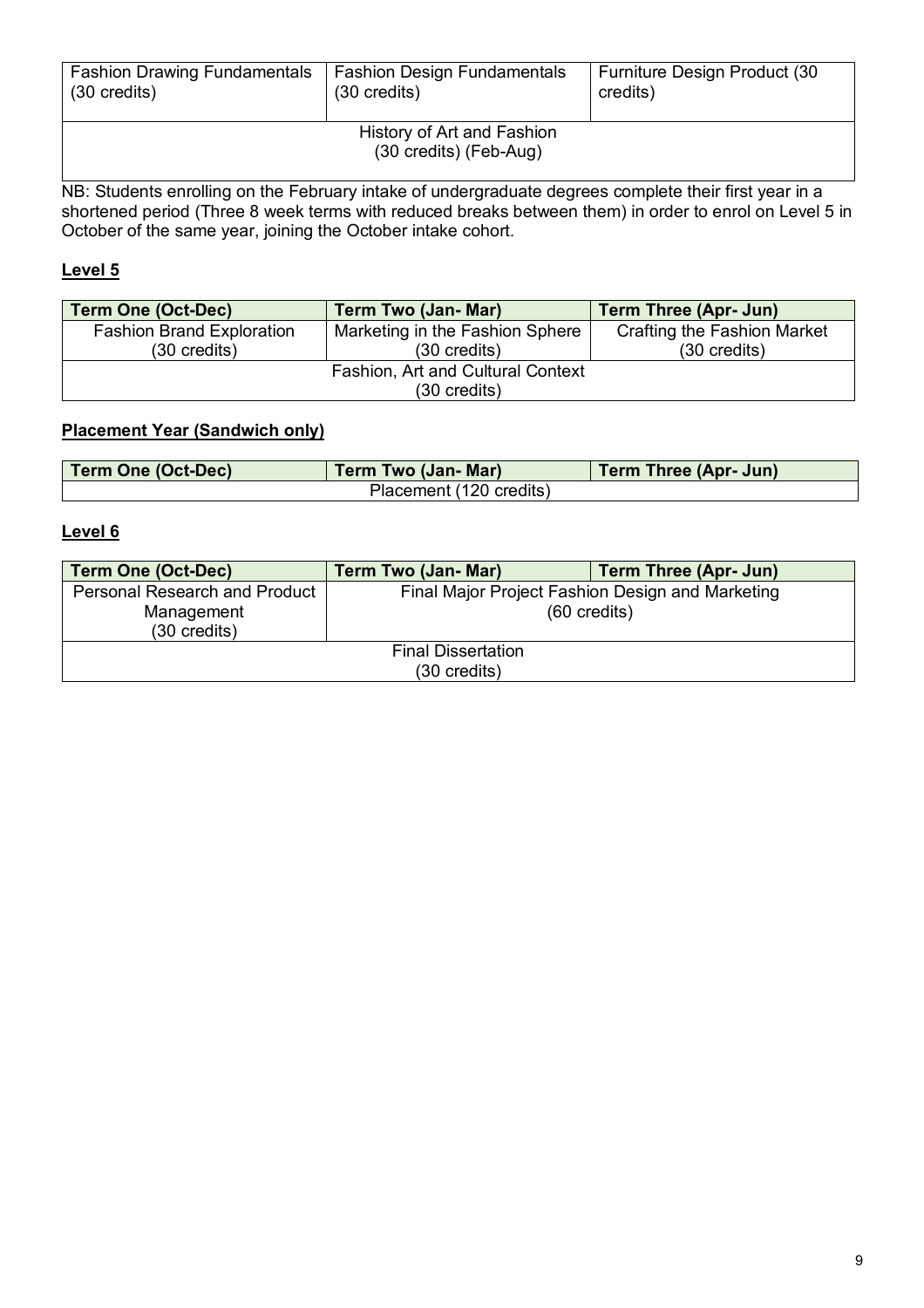| | | |
|---|---|---|
| Fashion Drawing Fundamentals (30 credits) | Fashion Design Fundamentals (30 credits) | Furniture Design Product (30 credits) |
| History of Art and Fashion (30 credits) (Feb-Aug) | | |

NB: Students enrolling on the February intake of undergraduate degrees complete their first year in a shortened period (Three 8 week terms with reduced breaks between them) in order to enrol on Level 5 in October of the same year, joining the October intake cohort.

**Level 5**

| Term One (Oct-Dec) | Term Two (Jan- Mar) | Term Three (Apr- Jun) |
|---|---|---|
| Fashion Brand Exploration (30 credits) | Marketing in the Fashion Sphere (30 credits) | Crafting the Fashion Market (30 credits) |
| Fashion, Art and Cultural Context (30 credits) | | |

**Placement Year (Sandwich only)**

| Term One (Oct-Dec) | Term Two (Jan- Mar) | Term Three (Apr- Jun) |
|---|---|---|
| Placement (120 credits) | | |

**Level 6**

| Term One (Oct-Dec) | Term Two (Jan- Mar) | Term Three (Apr- Jun) |
|---|---|---|
| Personal Research and Product Management (30 credits) | Final Major Project Fashion Design and Marketing (60 credits) | |
| Final Dissertation (30 credits) | | |